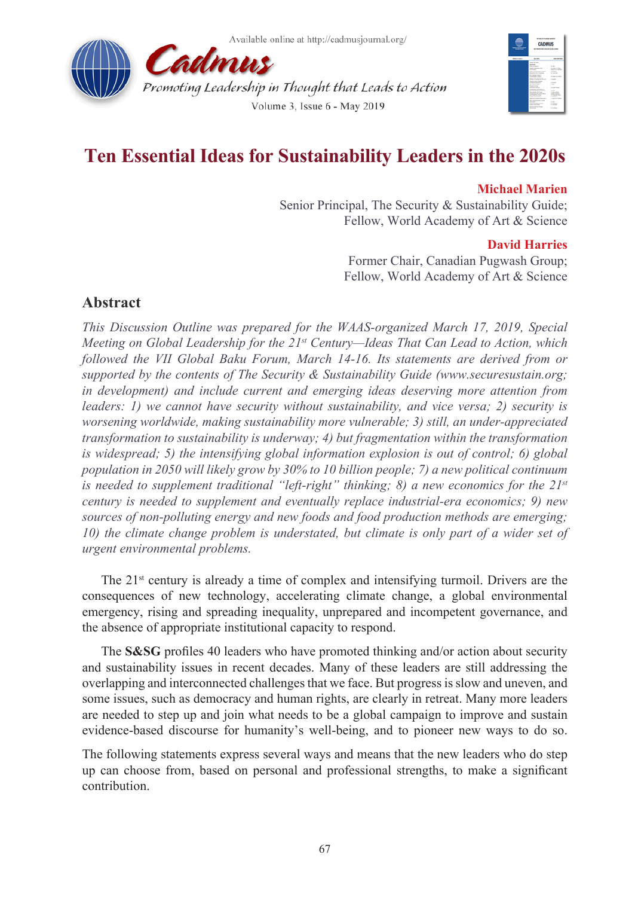# Ten Essential Ideas for Sustainability Leaders in the 2020s

**Michael Marien**
Senior Principal, The Security & Sustainability Guide;
Fellow, World Academy of Art & Science

**David Harries**
Former Chair, Canadian Pugwash Group;
Fellow, World Academy of Art & Science

## Abstract

*This Discussion Outline was prepared for the WAAS-organized March 17, 2019, Special Meeting on Global Leadership for the 21st Century—Ideas That Can Lead to Action, which followed the VII Global Baku Forum, March 14-16. Its statements are derived from or supported by the contents of The Security & Sustainability Guide (www.securesustain.org; in development) and include current and emerging ideas deserving more attention from leaders: 1) we cannot have security without sustainability, and vice versa; 2) security is worsening worldwide, making sustainability more vulnerable; 3) still, an under-appreciated transformation to sustainability is underway; 4) but fragmentation within the transformation is widespread; 5) the intensifying global information explosion is out of control; 6) global population in 2050 will likely grow by 30% to 10 billion people; 7) a new political continuum is needed to supplement traditional "left-right" thinking; 8) a new economics for the 21st century is needed to supplement and eventually replace industrial-era economics; 9) new sources of non-polluting energy and new foods and food production methods are emerging; 10) the climate change problem is understated, but climate is only part of a wider set of urgent environmental problems.*

The 21st century is already a time of complex and intensifying turmoil. Drivers are the consequences of new technology, accelerating climate change, a global environmental emergency, rising and spreading inequality, unprepared and incompetent governance, and the absence of appropriate institutional capacity to respond.

The **S&SG** profiles 40 leaders who have promoted thinking and/or action about security and sustainability issues in recent decades. Many of these leaders are still addressing the overlapping and interconnected challenges that we face. But progress is slow and uneven, and some issues, such as democracy and human rights, are clearly in retreat. Many more leaders are needed to step up and join what needs to be a global campaign to improve and sustain evidence-based discourse for humanity's well-being, and to pioneer new ways to do so.

The following statements express several ways and means that the new leaders who do step up can choose from, based on personal and professional strengths, to make a significant contribution.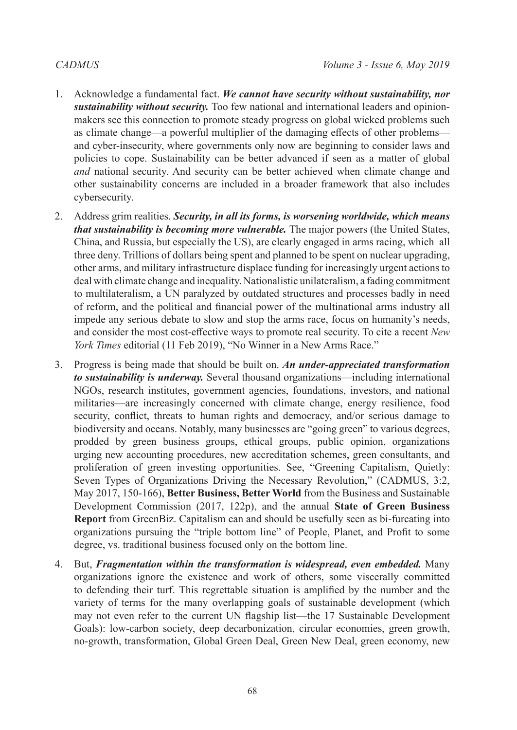1. Acknowledge a fundamental fact. ***We cannot have security without sustainability, nor sustainability without security.*** Too few national and international leaders and opinion-makers see this connection to promote steady progress on global wicked problems such as climate change—a powerful multiplier of the damaging effects of other problems—and cyber-insecurity, where governments only now are beginning to consider laws and policies to cope. Sustainability can be better advanced if seen as a matter of global *and* national security. And security can be better achieved when climate change and other sustainability concerns are included in a broader framework that also includes cybersecurity.

2. Address grim realities. ***Security, in all its forms, is worsening worldwide, which means that sustainability is becoming more vulnerable.*** The major powers (the United States, China, and Russia, but especially the US), are clearly engaged in arms racing, which all three deny. Trillions of dollars being spent and planned to be spent on nuclear upgrading, other arms, and military infrastructure displace funding for increasingly urgent actions to deal with climate change and inequality. Nationalistic unilateralism, a fading commitment to multilateralism, a UN paralyzed by outdated structures and processes badly in need of reform, and the political and financial power of the multinational arms industry all impede any serious debate to slow and stop the arms race, focus on humanity's needs, and consider the most cost-effective ways to promote real security. To cite a recent *New York Times* editorial (11 Feb 2019), "No Winner in a New Arms Race."

3. Progress is being made that should be built on. ***An under-appreciated transformation to sustainability is underway.*** Several thousand organizations—including international NGOs, research institutes, government agencies, foundations, investors, and national militaries—are increasingly concerned with climate change, energy resilience, food security, conflict, threats to human rights and democracy, and/or serious damage to biodiversity and oceans. Notably, many businesses are "going green" to various degrees, prodded by green business groups, ethical groups, public opinion, organizations urging new accounting procedures, new accreditation schemes, green consultants, and proliferation of green investing opportunities. See, "Greening Capitalism, Quietly: Seven Types of Organizations Driving the Necessary Revolution," (CADMUS, 3:2, May 2017, 150-166), **Better Business, Better World** from the Business and Sustainable Development Commission (2017, 122p), and the annual **State of Green Business Report** from GreenBiz. Capitalism can and should be usefully seen as bi-furcating into organizations pursuing the "triple bottom line" of People, Planet, and Profit to some degree, vs. traditional business focused only on the bottom line.

4. But, ***Fragmentation within the transformation is widespread, even embedded.*** Many organizations ignore the existence and work of others, some viscerally committed to defending their turf. This regrettable situation is amplified by the number and the variety of terms for the many overlapping goals of sustainable development (which may not even refer to the current UN flagship list—the 17 Sustainable Development Goals): low-carbon society, deep decarbonization, circular economies, green growth, no-growth, transformation, Global Green Deal, Green New Deal, green economy, new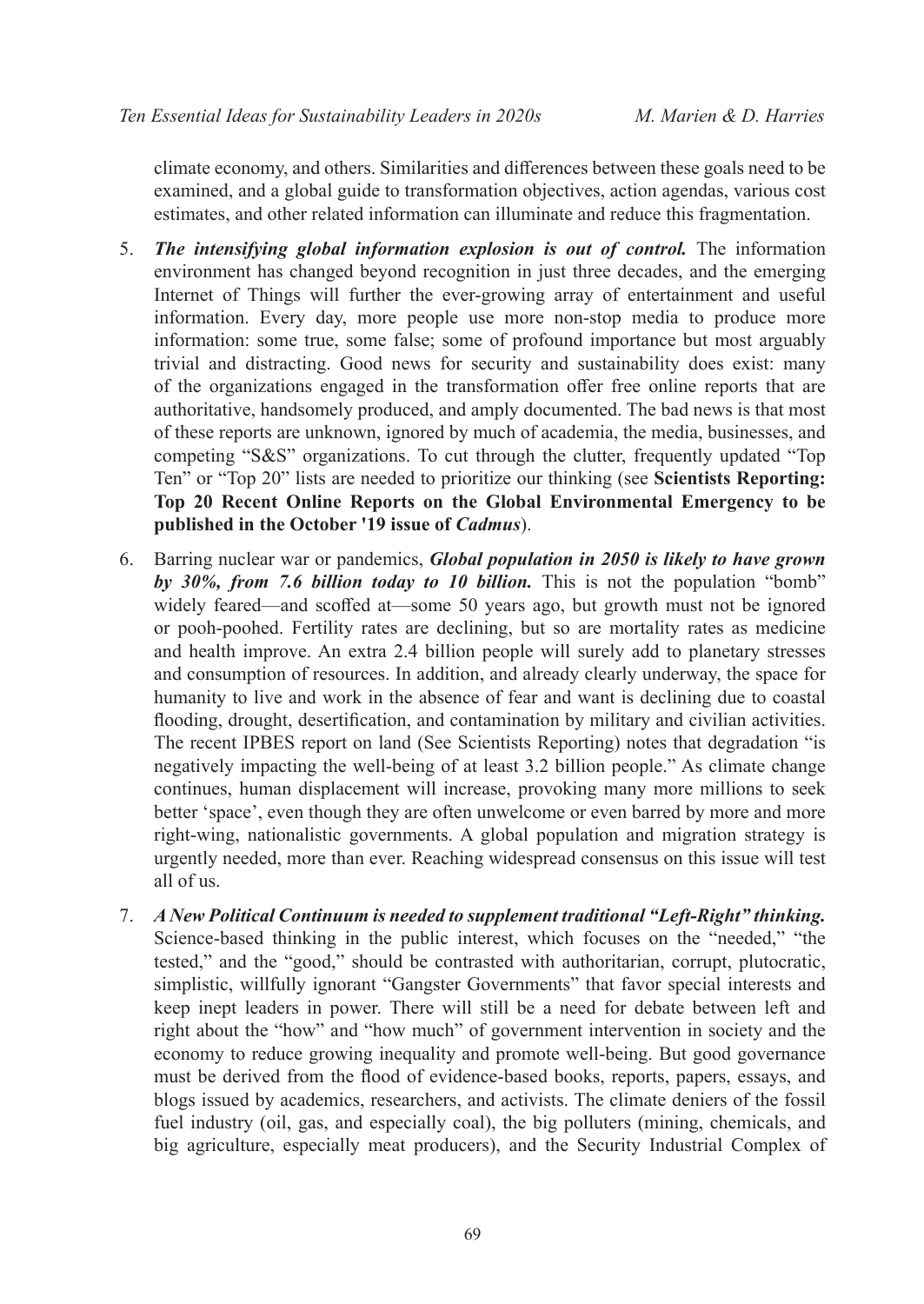climate economy, and others. Similarities and differences between these goals need to be examined, and a global guide to transformation objectives, action agendas, various cost estimates, and other related information can illuminate and reduce this fragmentation.

5. ***The intensifying global information explosion is out of control.*** The information environment has changed beyond recognition in just three decades, and the emerging Internet of Things will further the ever-growing array of entertainment and useful information. Every day, more people use more non-stop media to produce more information: some true, some false; some of profound importance but most arguably trivial and distracting. Good news for security and sustainability does exist: many of the organizations engaged in the transformation offer free online reports that are authoritative, handsomely produced, and amply documented. The bad news is that most of these reports are unknown, ignored by much of academia, the media, businesses, and competing "S&S" organizations. To cut through the clutter, frequently updated "Top Ten" or "Top 20" lists are needed to prioritize our thinking (see **Scientists Reporting: Top 20 Recent Online Reports on the Global Environmental Emergency to be published in the October '19 issue of *Cadmus***).

6. Barring nuclear war or pandemics, ***Global population in 2050 is likely to have grown by 30%, from 7.6 billion today to 10 billion.*** This is not the population "bomb" widely feared—and scoffed at—some 50 years ago, but growth must not be ignored or pooh-poohed. Fertility rates are declining, but so are mortality rates as medicine and health improve. An extra 2.4 billion people will surely add to planetary stresses and consumption of resources. In addition, and already clearly underway, the space for humanity to live and work in the absence of fear and want is declining due to coastal flooding, drought, desertification, and contamination by military and civilian activities. The recent IPBES report on land (See Scientists Reporting) notes that degradation "is negatively impacting the well-being of at least 3.2 billion people." As climate change continues, human displacement will increase, provoking many more millions to seek better 'space', even though they are often unwelcome or even barred by more and more right-wing, nationalistic governments. A global population and migration strategy is urgently needed, more than ever. Reaching widespread consensus on this issue will test all of us.

7. ***A New Political Continuum is needed to supplement traditional "Left-Right" thinking.*** Science-based thinking in the public interest, which focuses on the "needed," "the tested," and the "good," should be contrasted with authoritarian, corrupt, plutocratic, simplistic, willfully ignorant "Gangster Governments" that favor special interests and keep inept leaders in power. There will still be a need for debate between left and right about the "how" and "how much" of government intervention in society and the economy to reduce growing inequality and promote well-being. But good governance must be derived from the flood of evidence-based books, reports, papers, essays, and blogs issued by academics, researchers, and activists. The climate deniers of the fossil fuel industry (oil, gas, and especially coal), the big polluters (mining, chemicals, and big agriculture, especially meat producers), and the Security Industrial Complex of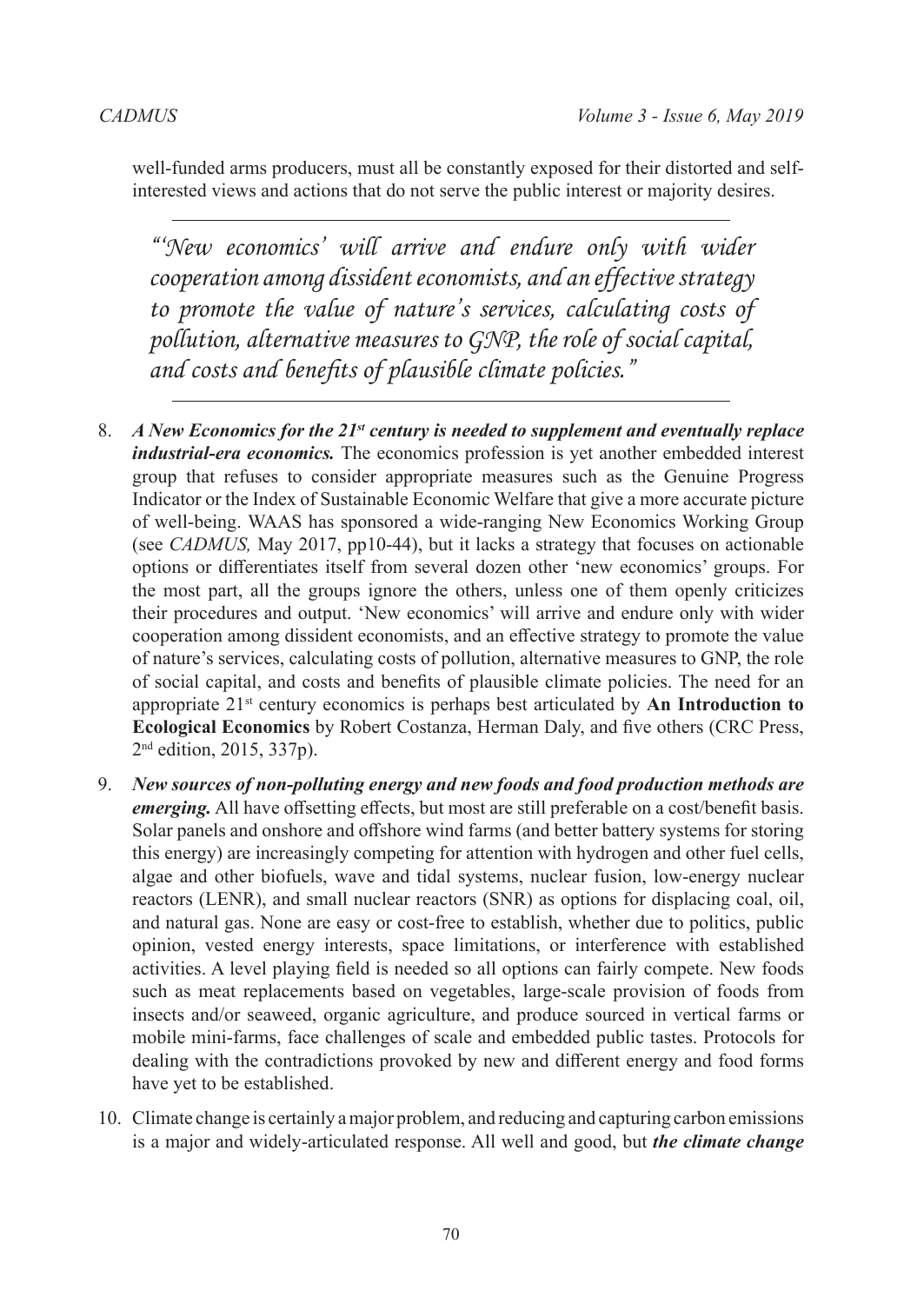well-funded arms producers, must all be constantly exposed for their distorted and self-interested views and actions that do not serve the public interest or majority desires.

---

> *"'New economics' will arrive and endure only with wider cooperation among dissident economists, and an effective strategy to promote the value of nature's services, calculating costs of pollution, alternative measures to GNP, the role of social capital, and costs and benefits of plausible climate policies."*

---

8. ***A New Economics for the 21st century is needed to supplement and eventually replace industrial-era economics.*** The economics profession is yet another embedded interest group that refuses to consider appropriate measures such as the Genuine Progress Indicator or the Index of Sustainable Economic Welfare that give a more accurate picture of well-being. WAAS has sponsored a wide-ranging New Economics Working Group (see *CADMUS,* May 2017, pp10-44), but it lacks a strategy that focuses on actionable options or differentiates itself from several dozen other 'new economics' groups. For the most part, all the groups ignore the others, unless one of them openly criticizes their procedures and output. 'New economics' will arrive and endure only with wider cooperation among dissident economists, and an effective strategy to promote the value of nature's services, calculating costs of pollution, alternative measures to GNP, the role of social capital, and costs and benefits of plausible climate policies. The need for an appropriate 21st century economics is perhaps best articulated by **An Introduction to Ecological Economics** by Robert Costanza, Herman Daly, and five others (CRC Press, 2nd edition, 2015, 337p).

9. ***New sources of non-polluting energy and new foods and food production methods are emerging.*** All have offsetting effects, but most are still preferable on a cost/benefit basis. Solar panels and onshore and offshore wind farms (and better battery systems for storing this energy) are increasingly competing for attention with hydrogen and other fuel cells, algae and other biofuels, wave and tidal systems, nuclear fusion, low-energy nuclear reactors (LENR), and small nuclear reactors (SNR) as options for displacing coal, oil, and natural gas. None are easy or cost-free to establish, whether due to politics, public opinion, vested energy interests, space limitations, or interference with established activities. A level playing field is needed so all options can fairly compete. New foods such as meat replacements based on vegetables, large-scale provision of foods from insects and/or seaweed, organic agriculture, and produce sourced in vertical farms or mobile mini-farms, face challenges of scale and embedded public tastes. Protocols for dealing with the contradictions provoked by new and different energy and food forms have yet to be established.

10. Climate change is certainly a major problem, and reducing and capturing carbon emissions is a major and widely-articulated response. All well and good, but ***the climate change***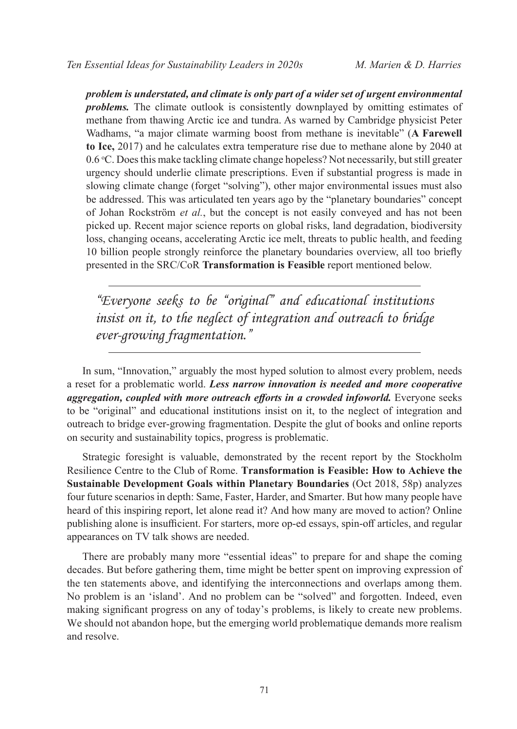***problem is understated, and climate is only part of a wider set of urgent environmental problems.*** The climate outlook is consistently downplayed by omitting estimates of methane from thawing Arctic ice and tundra. As warned by Cambridge physicist Peter Wadhams, "a major climate warming boost from methane is inevitable" (**A Farewell to Ice,** 2017) and he calculates extra temperature rise due to methane alone by 2040 at 0.6 °C. Does this make tackling climate change hopeless? Not necessarily, but still greater urgency should underlie climate prescriptions. Even if substantial progress is made in slowing climate change (forget "solving"), other major environmental issues must also be addressed. This was articulated ten years ago by the "planetary boundaries" concept of Johan Rockström *et al.*, but the concept is not easily conveyed and has not been picked up. Recent major science reports on global risks, land degradation, biodiversity loss, changing oceans, accelerating Arctic ice melt, threats to public health, and feeding 10 billion people strongly reinforce the planetary boundaries overview, all too briefly presented in the SRC/CoR **Transformation is Feasible** report mentioned below.

---

> *"Everyone seeks to be "original" and educational institutions insist on it, to the neglect of integration and outreach to bridge ever-growing fragmentation."*

---

In sum, "Innovation," arguably the most hyped solution to almost every problem, needs a reset for a problematic world. ***Less narrow innovation is needed and more cooperative aggregation, coupled with more outreach efforts in a crowded infoworld.*** Everyone seeks to be "original" and educational institutions insist on it, to the neglect of integration and outreach to bridge ever-growing fragmentation. Despite the glut of books and online reports on security and sustainability topics, progress is problematic.

Strategic foresight is valuable, demonstrated by the recent report by the Stockholm Resilience Centre to the Club of Rome. **Transformation is Feasible: How to Achieve the Sustainable Development Goals within Planetary Boundaries** (Oct 2018, 58p) analyzes four future scenarios in depth: Same, Faster, Harder, and Smarter. But how many people have heard of this inspiring report, let alone read it? And how many are moved to action? Online publishing alone is insufficient. For starters, more op-ed essays, spin-off articles, and regular appearances on TV talk shows are needed.

There are probably many more "essential ideas" to prepare for and shape the coming decades. But before gathering them, time might be better spent on improving expression of the ten statements above, and identifying the interconnections and overlaps among them. No problem is an 'island'. And no problem can be "solved" and forgotten. Indeed, even making significant progress on any of today's problems, is likely to create new problems. We should not abandon hope, but the emerging world problematique demands more realism and resolve.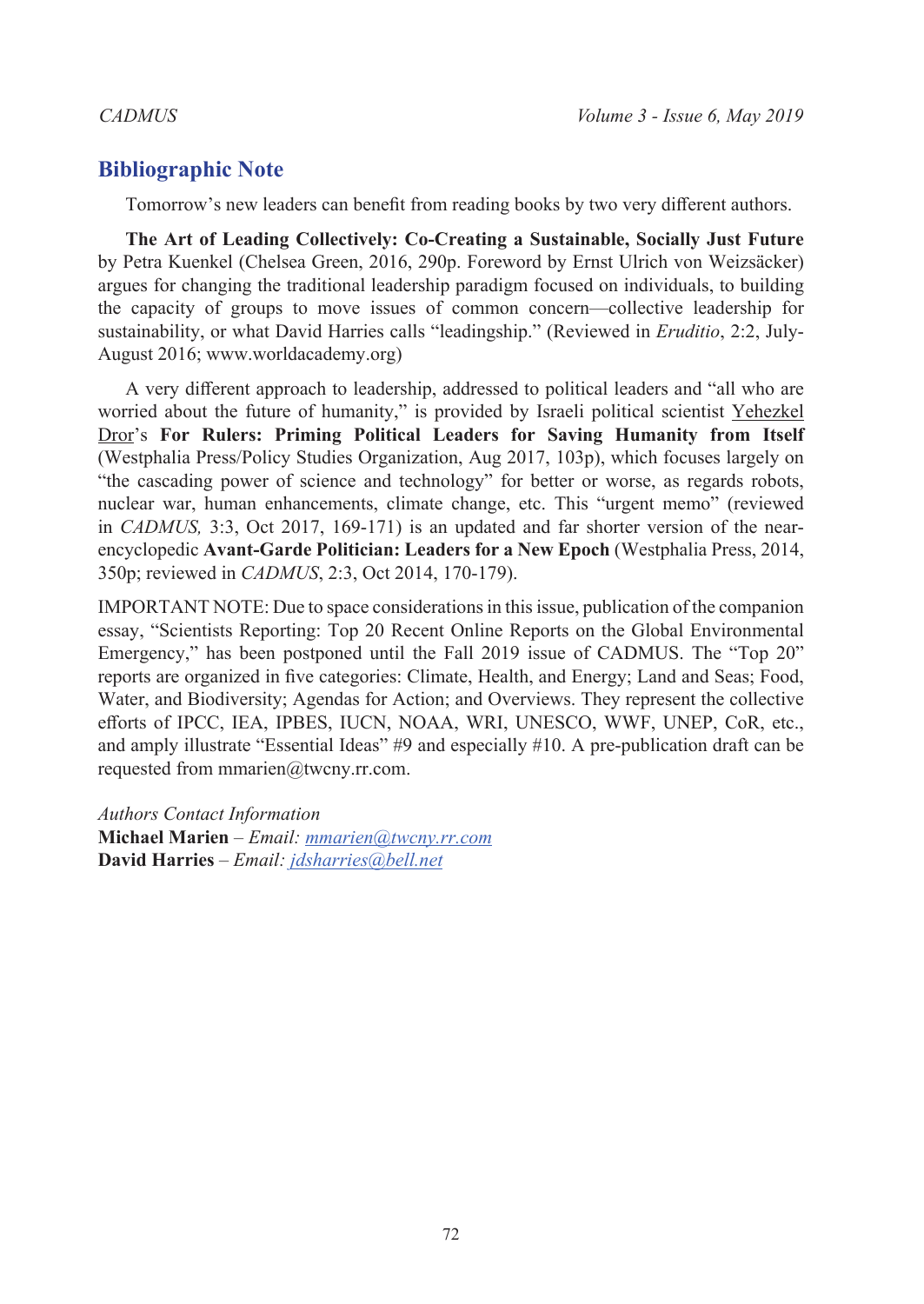## Bibliographic Note

Tomorrow's new leaders can benefit from reading books by two very different authors.

**The Art of Leading Collectively: Co-Creating a Sustainable, Socially Just Future** by Petra Kuenkel (Chelsea Green, 2016, 290p. Foreword by Ernst Ulrich von Weizsäcker) argues for changing the traditional leadership paradigm focused on individuals, to building the capacity of groups to move issues of common concern—collective leadership for sustainability, or what David Harries calls "leadingship." (Reviewed in *Eruditio*, 2:2, July-August 2016; www.worldacademy.org)

A very different approach to leadership, addressed to political leaders and "all who are worried about the future of humanity," is provided by Israeli political scientist Yehezkel Dror's **For Rulers: Priming Political Leaders for Saving Humanity from Itself** (Westphalia Press/Policy Studies Organization, Aug 2017, 103p), which focuses largely on "the cascading power of science and technology" for better or worse, as regards robots, nuclear war, human enhancements, climate change, etc. This "urgent memo" (reviewed in *CADMUS,* 3:3, Oct 2017, 169-171) is an updated and far shorter version of the near-encyclopedic **Avant-Garde Politician: Leaders for a New Epoch** (Westphalia Press, 2014, 350p; reviewed in *CADMUS*, 2:3, Oct 2014, 170-179).

IMPORTANT NOTE: Due to space considerations in this issue, publication of the companion essay, "Scientists Reporting: Top 20 Recent Online Reports on the Global Environmental Emergency," has been postponed until the Fall 2019 issue of CADMUS. The "Top 20" reports are organized in five categories: Climate, Health, and Energy; Land and Seas; Food, Water, and Biodiversity; Agendas for Action; and Overviews. They represent the collective efforts of IPCC, IEA, IPBES, IUCN, NOAA, WRI, UNESCO, WWF, UNEP, CoR, etc., and amply illustrate "Essential Ideas" #9 and especially #10. A pre-publication draft can be requested from mmarien@twcny.rr.com.

*Authors Contact Information*
**Michael Marien** – *Email: mmarien@twcny.rr.com*
**David Harries** – *Email: jdsharries@bell.net*